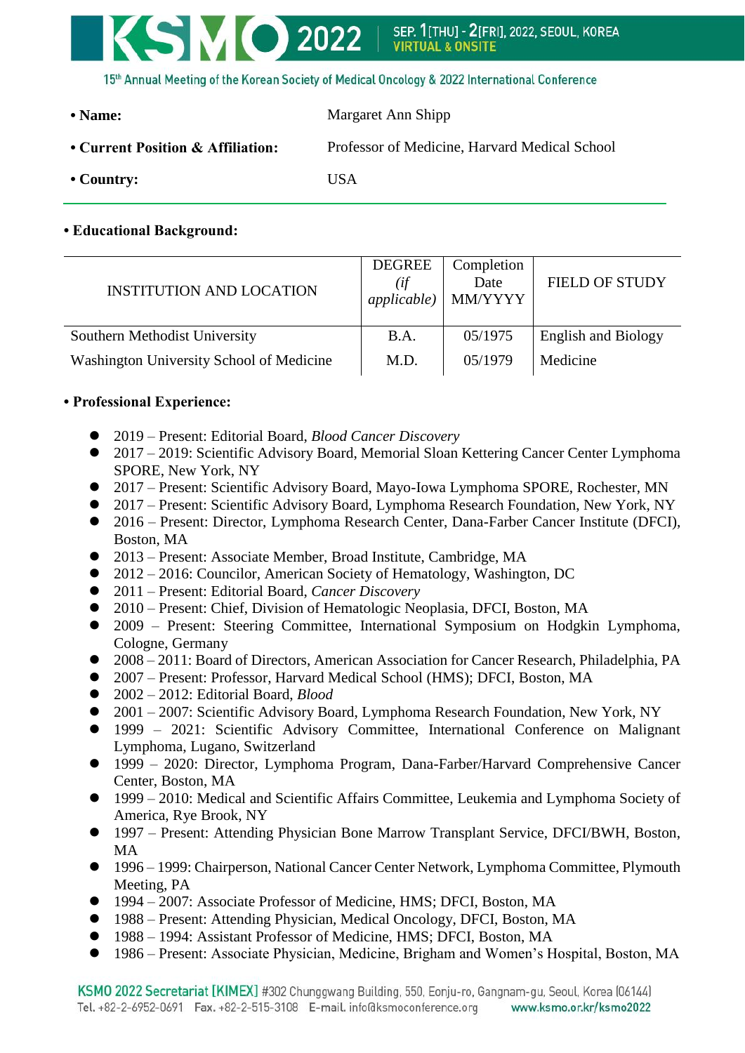- **Name:** Margaret Ann Shipp
- **Current Position & Affiliation:** Professor of Medicine, Harvard Medical School
- **Country:** USA

**• Educational Background:**

| INSTITUTION AND LOCATION | DEGREE *(if applicable)* | Completion Date MM/YYYY | FIELD OF STUDY |
|---|---|---|---|
| Southern Methodist University | B.A. | 05/1975 | English and Biology |
| Washington University School of Medicine | M.D. | 05/1979 | Medicine |

**• Professional Experience:**

- 2019 – Present: Editorial Board, *Blood Cancer Discovery*
- 2017 – 2019: Scientific Advisory Board, Memorial Sloan Kettering Cancer Center Lymphoma SPORE, New York, NY
- 2017 – Present: Scientific Advisory Board, Mayo-Iowa Lymphoma SPORE, Rochester, MN
- 2017 – Present: Scientific Advisory Board, Lymphoma Research Foundation, New York, NY
- 2016 – Present: Director, Lymphoma Research Center, Dana-Farber Cancer Institute (DFCI), Boston, MA
- 2013 – Present: Associate Member, Broad Institute, Cambridge, MA
- 2012 – 2016: Councilor, American Society of Hematology, Washington, DC
- 2011 – Present: Editorial Board, *Cancer Discovery*
- 2010 – Present: Chief, Division of Hematologic Neoplasia, DFCI, Boston, MA
- 2009 – Present: Steering Committee, International Symposium on Hodgkin Lymphoma, Cologne, Germany
- 2008 – 2011: Board of Directors, American Association for Cancer Research, Philadelphia, PA
- 2007 – Present: Professor, Harvard Medical School (HMS); DFCI, Boston, MA
- 2002 – 2012: Editorial Board, *Blood*
- 2001 – 2007: Scientific Advisory Board, Lymphoma Research Foundation, New York, NY
- 1999 – 2021: Scientific Advisory Committee, International Conference on Malignant Lymphoma, Lugano, Switzerland
- 1999 – 2020: Director, Lymphoma Program, Dana-Farber/Harvard Comprehensive Cancer Center, Boston, MA
- 1999 – 2010: Medical and Scientific Affairs Committee, Leukemia and Lymphoma Society of America, Rye Brook, NY
- 1997 – Present: Attending Physician Bone Marrow Transplant Service, DFCI/BWH, Boston, MA
- 1996 – 1999: Chairperson, National Cancer Center Network, Lymphoma Committee, Plymouth Meeting, PA
- 1994 – 2007: Associate Professor of Medicine, HMS; DFCI, Boston, MA
- 1988 – Present: Attending Physician, Medical Oncology, DFCI, Boston, MA
- 1988 – 1994: Assistant Professor of Medicine, HMS; DFCI, Boston, MA
- 1986 – Present: Associate Physician, Medicine, Brigham and Women's Hospital, Boston, MA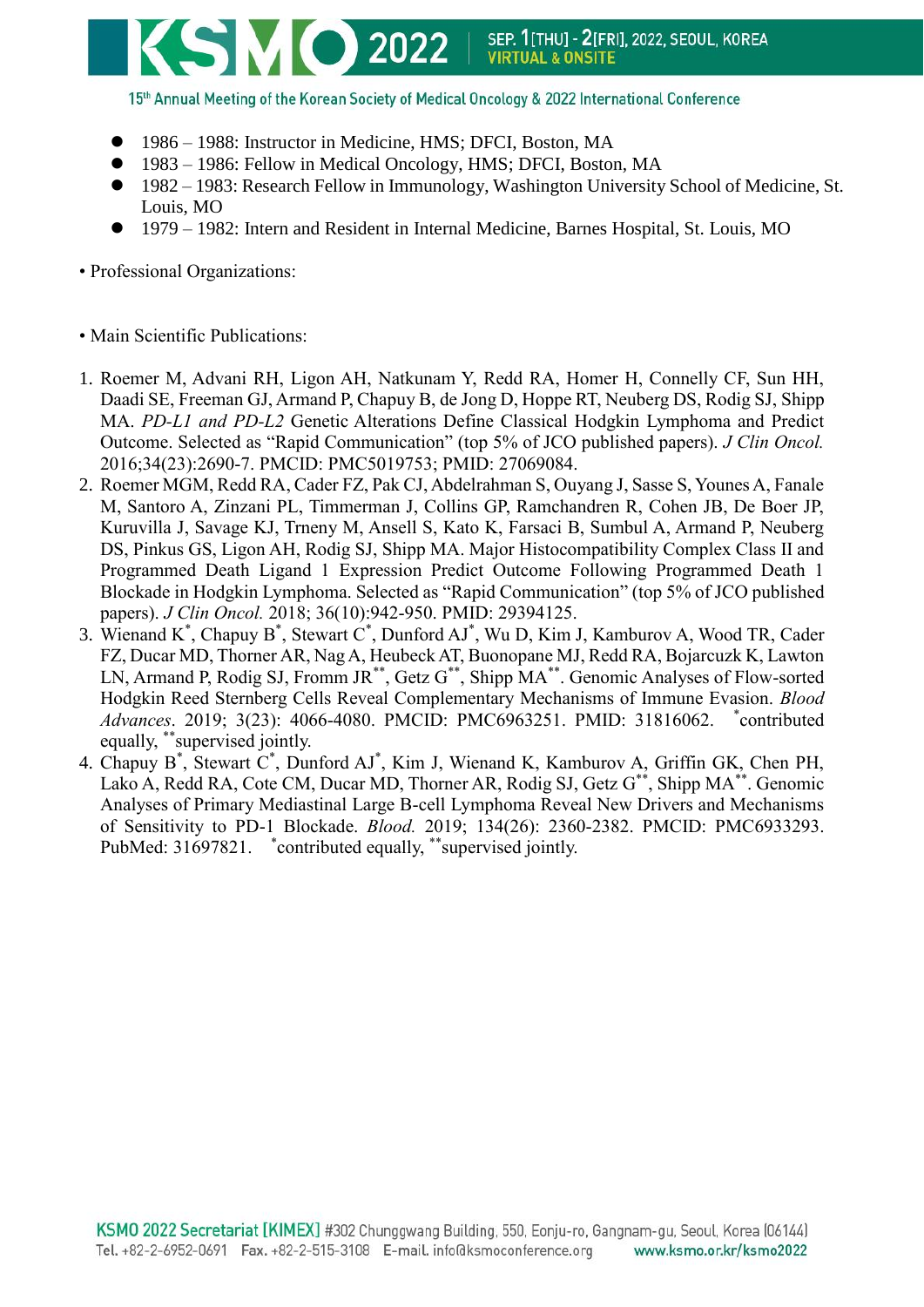- 1986 – 1988: Instructor in Medicine, HMS; DFCI, Boston, MA
- 1983 – 1986: Fellow in Medical Oncology, HMS; DFCI, Boston, MA
- 1982 – 1983: Research Fellow in Immunology, Washington University School of Medicine, St. Louis, MO
- 1979 – 1982: Intern and Resident in Internal Medicine, Barnes Hospital, St. Louis, MO

• Professional Organizations:

• Main Scientific Publications:

1. Roemer M, Advani RH, Ligon AH, Natkunam Y, Redd RA, Homer H, Connelly CF, Sun HH, Daadi SE, Freeman GJ, Armand P, Chapuy B, de Jong D, Hoppe RT, Neuberg DS, Rodig SJ, Shipp MA. *PD-L1 and PD-L2* Genetic Alterations Define Classical Hodgkin Lymphoma and Predict Outcome. Selected as "Rapid Communication" (top 5% of JCO published papers). *J Clin Oncol.* 2016;34(23):2690-7. PMCID: PMC5019753; PMID: 27069084.
2. Roemer MGM, Redd RA, Cader FZ, Pak CJ, Abdelrahman S, Ouyang J, Sasse S, Younes A, Fanale M, Santoro A, Zinzani PL, Timmerman J, Collins GP, Ramchandren R, Cohen JB, De Boer JP, Kuruvilla J, Savage KJ, Trneny M, Ansell S, Kato K, Farsaci B, Sumbul A, Armand P, Neuberg DS, Pinkus GS, Ligon AH, Rodig SJ, Shipp MA. Major Histocompatibility Complex Class II and Programmed Death Ligand 1 Expression Predict Outcome Following Programmed Death 1 Blockade in Hodgkin Lymphoma. Selected as "Rapid Communication" (top 5% of JCO published papers). *J Clin Oncol.* 2018; 36(10):942-950. PMID: 29394125.
3. Wienand K*, Chapuy B*, Stewart C*, Dunford AJ*, Wu D, Kim J, Kamburov A, Wood TR, Cader FZ, Ducar MD, Thorner AR, Nag A, Heubeck AT, Buonopane MJ, Redd RA, Bojarcuzk K, Lawton LN, Armand P, Rodig SJ, Fromm JR**, Getz G**, Shipp MA**. Genomic Analyses of Flow-sorted Hodgkin Reed Sternberg Cells Reveal Complementary Mechanisms of Immune Evasion. *Blood Advances*. 2019; 3(23): 4066-4080. PMCID: PMC6963251. PMID: 31816062. *contributed equally, **supervised jointly.
4. Chapuy B*, Stewart C*, Dunford AJ*, Kim J, Wienand K, Kamburov A, Griffin GK, Chen PH, Lako A, Redd RA, Cote CM, Ducar MD, Thorner AR, Rodig SJ, Getz G**, Shipp MA**. Genomic Analyses of Primary Mediastinal Large B-cell Lymphoma Reveal New Drivers and Mechanisms of Sensitivity to PD-1 Blockade. *Blood.* 2019; 134(26): 2360-2382. PMCID: PMC6933293. PubMed: 31697821. *contributed equally, **supervised jointly.